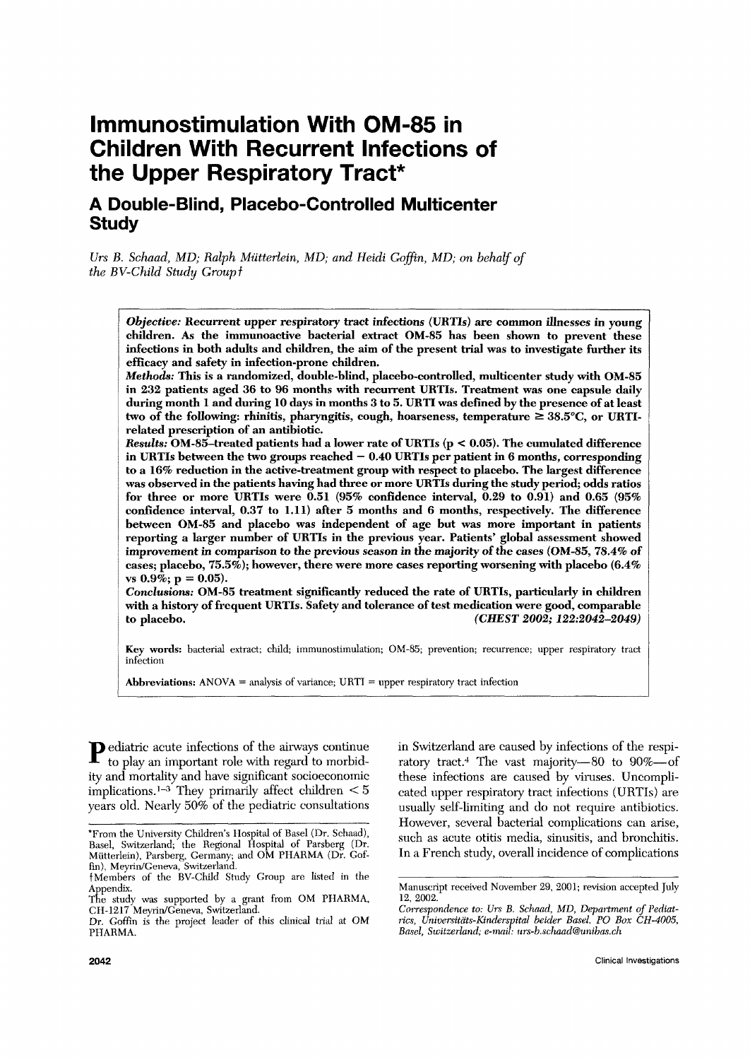# Immunostimulation With OM-85 in Children With Recurrent Infections of the Upper Respiratory Tract*

## A Double-Blind, Placebo-Controlled Multicenter Study

*Urs B. Schaad, MD; Ralph Mütterlein, MD; and Heidi Goffin, MD; on behalf of the BV-Child Study Group†*

***Objective:*** **Recurrent upper respiratory tract infections (URTIs) are common illnesses in young children. As the immunoactive bacterial extract OM-85 has been shown to prevent these infections in both adults and children, the aim of the present trial was to investigate further its efficacy and safety in infection-prone children.**

***Methods:*** **This is a randomized, double-blind, placebo-controlled, multicenter study with OM-85 in 232 patients aged 36 to 96 months with recurrent URTIs. Treatment was one capsule daily during month 1 and during 10 days in months 3 to 5. URTI was defined by the presence of at least two of the following: rhinitis, pharyngitis, cough, hoarseness, temperature ≥ 38.5°C, or URTI-related prescription of an antibiotic.**

***Results:*** **OM-85–treated patients had a lower rate of URTIs ($p < 0.05$). The cumulated difference in URTIs between the two groups reached − 0.40 URTIs per patient in 6 months, corresponding to a 16% reduction in the active-treatment group with respect to placebo. The largest difference was observed in the patients having had three or more URTIs during the study period; odds ratios for three or more URTIs were 0.51 (95% confidence interval, 0.29 to 0.91) and 0.65 (95% confidence interval, 0.37 to 1.11) after 5 months and 6 months, respectively. The difference between OM-85 and placebo was independent of age but was more important in patients reporting a larger number of URTIs in the previous year. Patients' global assessment showed improvement in comparison to the previous season in the majority of the cases (OM-85, 78.4% of cases; placebo, 75.5%); however, there were more cases reporting worsening with placebo (6.4% vs 0.9%; $p = 0.05$).**

***Conclusions:*** **OM-85 treatment significantly reduced the rate of URTIs, particularly in children with a history of frequent URTIs. Safety and tolerance of test medication were good, comparable to placebo.** ***(CHEST 2002; 122:2042–2049)***

**Key words:** bacterial extract; child; immunostimulation; OM-85; prevention; recurrence; upper respiratory tract infection

**Abbreviations:** ANOVA = analysis of variance; URTI = upper respiratory tract infection

Pediatric acute infections of the airways continue to play an important role with regard to morbidity and mortality and have significant socioeconomic implications.[1–3] They primarily affect children < 5 years old. Nearly 50% of the pediatric consultations in Switzerland are caused by infections of the respiratory tract.[4] The vast majority—80 to 90%—of these infections are caused by viruses. Uncomplicated upper respiratory tract infections (URTIs) are usually self-limiting and do not require antibiotics. However, several bacterial complications can arise, such as acute otitis media, sinusitis, and bronchitis. In a French study, overall incidence of complications

*From the University Children's Hospital of Basel (Dr. Schaad), Basel, Switzerland; the Regional Hospital of Parsberg (Dr. Mütterlein), Parsberg, Germany; and OM PHARMA (Dr. Goffin), Meyrin/Geneva, Switzerland.

†Members of the BV-Child Study Group are listed in the Appendix.

The study was supported by a grant from OM PHARMA, CH-1217 Meyrin/Geneva, Switzerland.

Dr. Goffin is the project leader of this clinical trial at OM PHARMA.

Manuscript received November 29, 2001; revision accepted July 12, 2002.

*Correspondence to: Urs B. Schaad, MD, Department of Pediatrics, Universitäts-Kinderspital beider Basel, PO Box CH-4005, Basel, Switzerland; e-mail: urs-b.schaad@unibas.ch*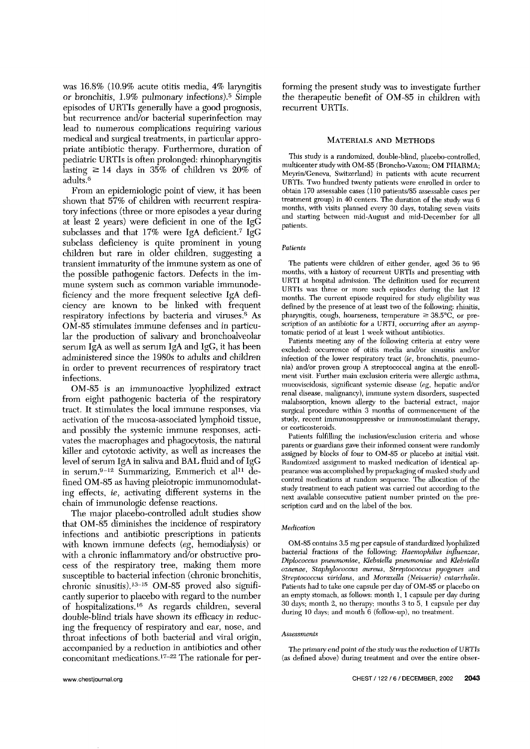was 16.8% (10.9% acute otitis media, 4% laryngitis or bronchitis, 1.9% pulmonary infections).[5] Simple episodes of URTIs generally have a good prognosis, but recurrence and/or bacterial superinfection may lead to numerous complications requiring various medical and surgical treatments, in particular appropriate antibiotic therapy. Furthermore, duration of pediatric URTIs is often prolonged: rhinopharyngitis lasting ≥ 14 days in 35% of children vs 20% of adults.[6]

From an epidemiologic point of view, it has been shown that 57% of children with recurrent respiratory infections (three or more episodes a year during at least 2 years) were deficient in one of the IgG subclasses and that 17% were IgA deficient.[7] IgG subclass deficiency is quite prominent in young children but rare in older children, suggesting a transient immaturity of the immune system as one of the possible pathogenic factors. Defects in the immune system such as common variable immunodeficiency and the more frequent selective IgA deficiency are known to be linked with frequent respiratory infections by bacteria and viruses.[8] As OM-85 stimulates immune defenses and in particular the production of salivary and bronchoalveolar serum IgA as well as serum IgA and IgG, it has been administered since the 1980s to adults and children in order to prevent recurrences of respiratory tract infections.

OM-85 is an immunoactive lyophilized extract from eight pathogenic bacteria of the respiratory tract. It stimulates the local immune responses, via activation of the mucosa-associated lymphoid tissue, and possibly the systemic immune responses, activates the macrophages and phagocytosis, the natural killer and cytotoxic activity, as well as increases the level of serum IgA in saliva and BAL fluid and of IgG in serum.[9–12] Summarizing, Emmerich et al[11] defined OM-85 as having pleiotropic immunomodulating effects, *ie*, activating different systems in the chain of immunologic defense reactions.

The major placebo-controlled adult studies show that OM-85 diminishes the incidence of respiratory infections and antibiotic prescriptions in patients with known immune defects (*eg*, hemodialysis) or with a chronic inflammatory and/or obstructive process of the respiratory tree, making them more susceptible to bacterial infection (chronic bronchitis, chronic sinusitis).[13–15] OM-85 proved also significantly superior to placebo with regard to the number of hospitalizations.[16] As regards children, several double-blind trials have shown its efficacy in reducing the frequency of respiratory and ear, nose, and throat infections of both bacterial and viral origin, accompanied by a reduction in antibiotics and other concomitant medications.[17–22] The rationale for performing the present study was to investigate further the therapeutic benefit of OM-85 in children with recurrent URTIs.

## Materials and Methods

This study is a randomized, double-blind, placebo-controlled, multicenter study with OM-85 (Broncho-Vaxom; OM PHARMA; Meyrin/Geneva, Switzerland) in patients with acute recurrent URTIs. Two hundred twenty patients were enrolled in order to obtain 170 assessable cases (110 patients/85 assessable cases per treatment group) in 40 centers. The duration of the study was 6 months, with visits planned every 30 days, totaling seven visits and starting between mid-August and mid-December for all patients.

### *Patients*

The patients were children of either gender, aged 36 to 96 months, with a history of recurrent URTIs and presenting with URTI at hospital admission. The definition used for recurrent URTIs was three or more such episodes during the last 12 months. The current episode required for study eligibility was defined by the presence of at least two of the following: rhinitis, pharyngitis, cough, hoarseness, temperature ≥ 38.5°C, or prescription of an antibiotic for a URTI, occurring after an asymptomatic period of at least 1 week without antibiotics.

Patients meeting any of the following criteria at entry were excluded: occurrence of otitis media and/or sinusitis and/or infection of the lower respiratory tract (*ie*, bronchitis, pneumonia) and/or proven group A streptococcal angina at the enrollment visit. Further main exclusion criteria were allergic asthma, mucoviscidosis, significant systemic disease (*eg*, hepatic and/or renal disease, malignancy), immune system disorders, suspected malabsorption, known allergy to the bacterial extract, major surgical procedure within 3 months of commencement of the study, recent immunosuppressive or immunostimulant therapy, or corticosteroids.

Patients fulfilling the inclusion/exclusion criteria and whose parents or guardians gave their informed consent were randomly assigned by blocks of four to OM-85 or placebo at initial visit. Randomized assignment to masked medication of identical appearance was accomplished by prepackaging of masked study and control medications at random sequence. The allocation of the study treatment to each patient was carried out according to the next available consecutive patient number printed on the prescription card and on the label of the box.

### *Medication*

OM-85 contains 3.5 mg per capsule of standardized lyophilized bacterial fractions of the following: *Haemophilus influenzae*, *Diplococcus pneumoniae*, *Klebsiella pneumoniae* and *Klebsiella ozaenae*, *Staphylococcus aureus*, *Streptococcus pyogenes* and *Streptococcus viridans*, and *Moraxella (Neisseria) catarrhalis*. Patients had to take one capsule per day of OM-85 or placebo on an empty stomach, as follows: month 1, 1 capsule per day during 30 days; month 2, no therapy; months 3 to 5, 1 capsule per day during 10 days; and month 6 (follow-up), no treatment.

### *Assessments*

The primary end point of the study was the reduction of URTIs (as defined above) during treatment and over the entire obser-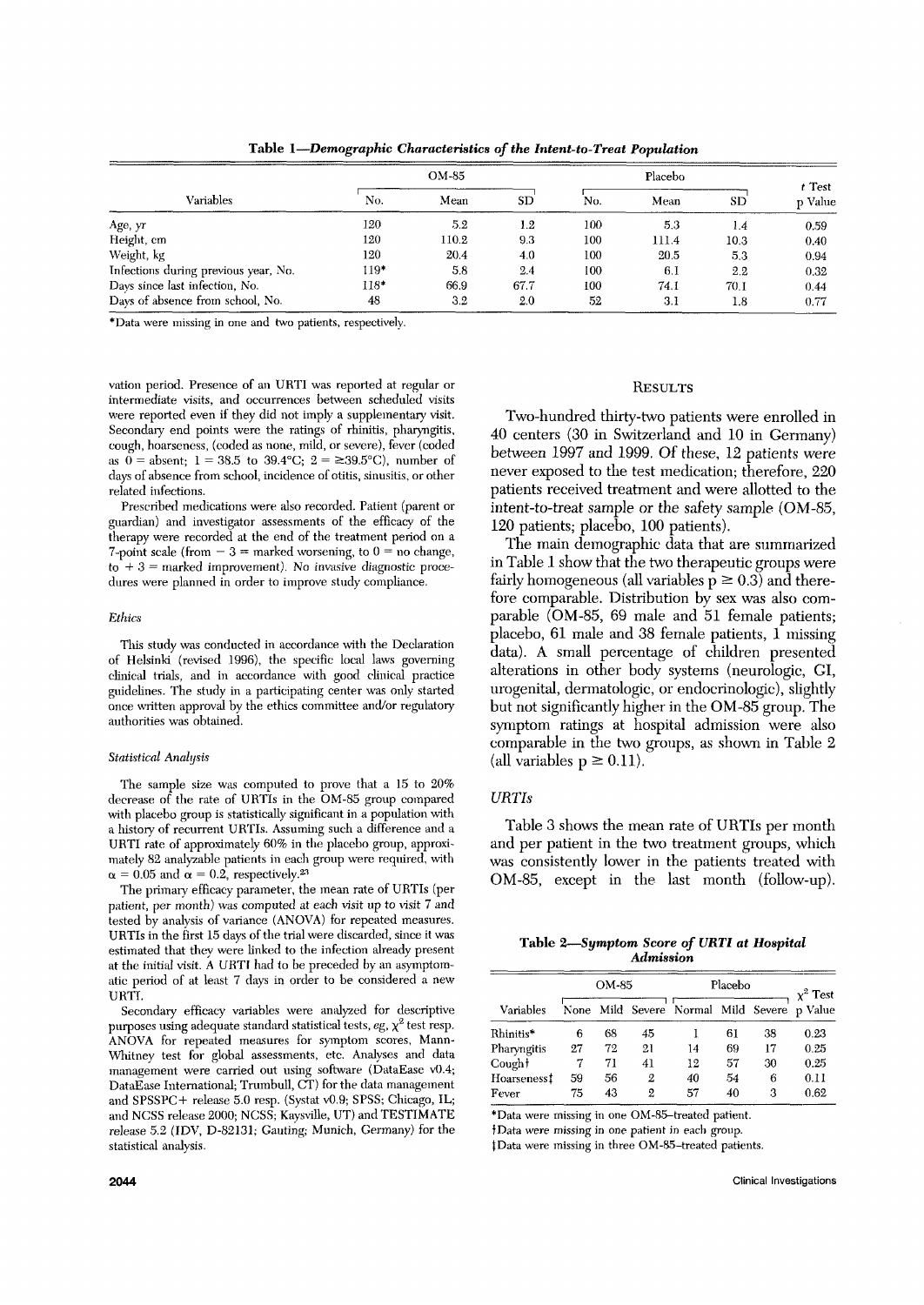**Table 1—Demographic Characteristics of the Intent-to-Treat Population**

| Variables | OM-85 | | | Placebo | | | t Test |
|---|---|---|---|---|---|---|---|
| | No. | Mean | SD | No. | Mean | SD | p Value |
| Age, yr | 120 | 5.2 | 1.2 | 100 | 5.3 | 1.4 | 0.59 |
| Height, cm | 120 | 110.2 | 9.3 | 100 | 111.4 | 10.3 | 0.40 |
| Weight, kg | 120 | 20.4 | 4.0 | 100 | 20.5 | 5.3 | 0.94 |
| Infections during previous year, No. | 119* | 5.8 | 2.4 | 100 | 6.1 | 2.2 | 0.32 |
| Days since last infection, No. | 118* | 66.9 | 67.7 | 100 | 74.1 | 70.1 | 0.44 |
| Days of absence from school, No. | 48 | 3.2 | 2.0 | 52 | 3.1 | 1.8 | 0.77 |

*Data were missing in one and two patients, respectively.

vation period. Presence of an URTI was reported at regular or intermediate visits, and occurrences between scheduled visits were reported even if they did not imply a supplementary visit. Secondary end points were the ratings of rhinitis, pharyngitis, cough, hoarseness, (coded as none, mild, or severe), fever (coded as 0 = absent; 1 = 38.5 to 39.4°C; 2 = ≥39.5°C), number of days of absence from school, incidence of otitis, sinusitis, or other related infections.

Prescribed medications were also recorded. Patient (parent or guardian) and investigator assessments of the efficacy of the therapy were recorded at the end of the treatment period on a 7-point scale (from − 3 = marked worsening, to 0 = no change, to + 3 = marked improvement). No invasive diagnostic procedures were planned in order to improve study compliance.

### *Ethics*

This study was conducted in accordance with the Declaration of Helsinki (revised 1996), the specific local laws governing clinical trials, and in accordance with good clinical practice guidelines. The study in a participating center was only started once written approval by the ethics committee and/or regulatory authorities was obtained.

### *Statistical Analysis*

The sample size was computed to prove that a 15 to 20% decrease of the rate of URTIs in the OM-85 group compared with placebo group is statistically significant in a population with a history of recurrent URTIs. Assuming such a difference and a URTI rate of approximately 60% in the placebo group, approximately 82 analyzable patients in each group were required, with $\alpha = 0.05$ and $\alpha = 0.2$, respectively.[23]

The primary efficacy parameter, the mean rate of URTIs (per patient, per month) was computed at each visit up to visit 7 and tested by analysis of variance (ANOVA) for repeated measures. URTIs in the first 15 days of the trial were discarded, since it was estimated that they were linked to the infection already present at the initial visit. A URTI had to be preceded by an asymptomatic period of at least 7 days in order to be considered a new URTI.

Secondary efficacy variables were analyzed for descriptive purposes using adequate standard statistical tests, *eg*, $\chi^2$ test resp. ANOVA for repeated measures for symptom scores, Mann-Whitney test for global assessments, etc. Analyses and data management were carried out using software (DataEase v0.4; DataEase International; Trumbull, CT) for the data management and SPSSPC+ release 5.0 resp. (Systat v0.9; SPSS; Chicago, IL; and NCSS release 2000; NCSS; Kaysville, UT) and TESTIMATE release 5.2 (IDV, D-82131; Gauting; Munich, Germany) for the statistical analysis.

## Results

Two-hundred thirty-two patients were enrolled in 40 centers (30 in Switzerland and 10 in Germany) between 1997 and 1999. Of these, 12 patients were never exposed to the test medication; therefore, 220 patients received treatment and were allotted to the intent-to-treat sample or the safety sample (OM-85, 120 patients; placebo, 100 patients).

The main demographic data that are summarized in Table 1 show that the two therapeutic groups were fairly homogeneous (all variables $p \geq 0.3$) and therefore comparable. Distribution by sex was also comparable (OM-85, 69 male and 51 female patients; placebo, 61 male and 38 female patients, 1 missing data). A small percentage of children presented alterations in other body systems (neurologic, GI, urogenital, dermatologic, or endocrinologic), slightly but not significantly higher in the OM-85 group. The symptom ratings at hospital admission were also comparable in the two groups, as shown in Table 2 (all variables $p \geq 0.11$).

### *URTIs*

Table 3 shows the mean rate of URTIs per month and per patient in the two treatment groups, which was consistently lower in the patients treated with OM-85, except in the last month (follow-up).

**Table 2—Symptom Score of URTI at Hospital Admission**

| Variables | OM-85 | | | Placebo | | | $\chi^2$ Test |
|---|---|---|---|---|---|---|---|
| | None | Mild | Severe | Normal | Mild | Severe | p Value |
| Rhinitis* | 6 | 68 | 45 | 1 | 61 | 38 | 0.23 |
| Pharyngitis | 27 | 72 | 21 | 14 | 69 | 17 | 0.25 |
| Cough† | 7 | 71 | 41 | 12 | 57 | 30 | 0.25 |
| Hoarseness‡ | 59 | 56 | 2 | 40 | 54 | 6 | 0.11 |
| Fever | 75 | 43 | 2 | 57 | 40 | 3 | 0.62 |

*Data were missing in one OM-85–treated patient.
†Data were missing in one patient in each group.
‡Data were missing in three OM-85–treated patients.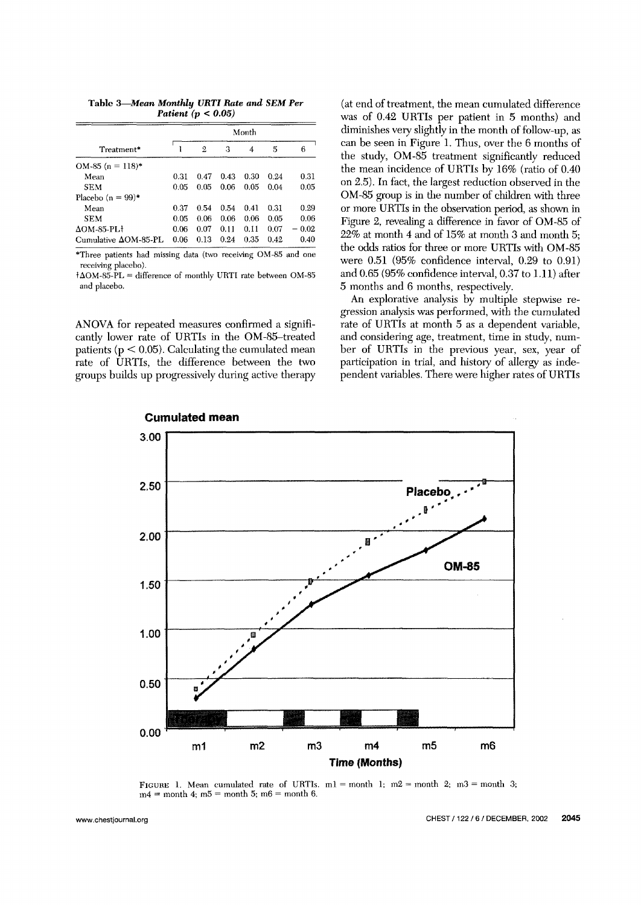**Table 3—*Mean Monthly URTI Rate and SEM Per Patient (p < 0.05)***

| Treatment* | Month 1 | 2 | 3 | 4 | 5 | 6 |
|---|---|---|---|---|---|---|
| OM-85 (n = 118)* | | | | | | |
| Mean | 0.31 | 0.47 | 0.43 | 0.30 | 0.24 | 0.31 |
| SEM | 0.05 | 0.05 | 0.06 | 0.05 | 0.04 | 0.05 |
| Placebo (n = 99)* | | | | | | |
| Mean | 0.37 | 0.54 | 0.54 | 0.41 | 0.31 | 0.29 |
| SEM | 0.05 | 0.06 | 0.06 | 0.06 | 0.05 | 0.06 |
| ΔOM-85-PL† | 0.06 | 0.07 | 0.11 | 0.11 | 0.07 | − 0.02 |
| Cumulative ΔOM-85-PL | 0.06 | 0.13 | 0.24 | 0.35 | 0.42 | 0.40 |

*Three patients had missing data (two receiving OM-85 and one receiving placebo).

†ΔOM-85-PL = difference of monthly URTI rate between OM-85 and placebo.

ANOVA for repeated measures confirmed a significantly lower rate of URTIs in the OM-85–treated patients ($p < 0.05$). Calculating the cumulated mean rate of URTIs, the difference between the two groups builds up progressively during active therapy (at end of treatment, the mean cumulated difference was of 0.42 URTIs per patient in 5 months) and diminishes very slightly in the month of follow-up, as can be seen in Figure 1. Thus, over the 6 months of the study, OM-85 treatment significantly reduced the mean incidence of URTIs by 16% (ratio of 0.40 on 2.5). In fact, the largest reduction observed in the OM-85 group is in the number of children with three or more URTIs in the observation period, as shown in Figure 2, revealing a difference in favor of OM-85 of 22% at month 4 and of 15% at month 3 and month 5; the odds ratios for three or more URTIs with OM-85 were 0.51 (95% confidence interval, 0.29 to 0.91) and 0.65 (95% confidence interval, 0.37 to 1.11) after 5 months and 6 months, respectively.

An explorative analysis by multiple stepwise regression analysis was performed, with the cumulated rate of URTIs at month 5 as a dependent variable, and considering age, treatment, time in study, number of URTIs in the previous year, sex, year of participation in trial, and history of allergy as independent variables. There were higher rates of URTIs

FIGURE 1. Mean cumulated rate of URTIs. m1 = month 1; m2 = month 2; m3 = month 3; m4 = month 4; m5 = month 5; m6 = month 6.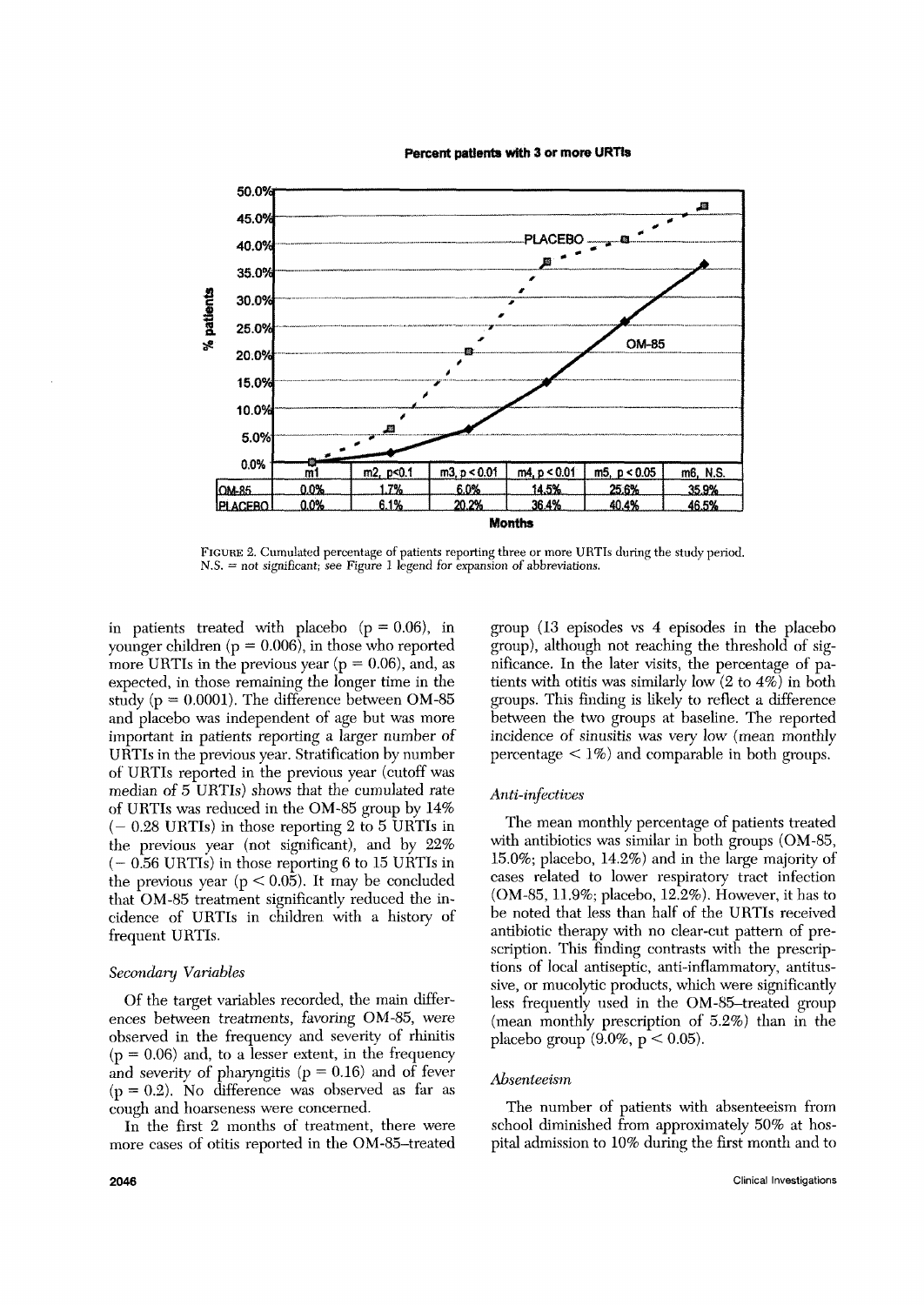**Percent patients with 3 or more URTIs**

| | m1 | m2, p<0.1 | m3, p < 0.01 | m4, p < 0.01 | m5, p < 0.05 | m6, N.S. |
|---|---|---|---|---|---|---|
| OM-85 | 0.0% | 1.7% | 6.0% | 14.5% | 25.6% | 35.9% |
| PLACEBO | 0.0% | 6.1% | 20.2% | 36.4% | 40.4% | 46.5% |

FIGURE 2. Cumulated percentage of patients reporting three or more URTIs during the study period. N.S. = not significant; see Figure 1 legend for expansion of abbreviations.

in patients treated with placebo ($p = 0.06$), in younger children ($p = 0.006$), in those who reported more URTIs in the previous year ($p = 0.06$), and, as expected, in those remaining the longer time in the study ($p = 0.0001$). The difference between OM-85 and placebo was independent of age but was more important in patients reporting a larger number of URTIs in the previous year. Stratification by number of URTIs reported in the previous year (cutoff was median of 5 URTIs) shows that the cumulated rate of URTIs was reduced in the OM-85 group by 14% (− 0.28 URTIs) in those reporting 2 to 5 URTIs in the previous year (not significant), and by 22% (− 0.56 URTIs) in those reporting 6 to 15 URTIs in the previous year ($p < 0.05$). It may be concluded that OM-85 treatment significantly reduced the incidence of URTIs in children with a history of frequent URTIs.

### *Secondary Variables*

Of the target variables recorded, the main differences between treatments, favoring OM-85, were observed in the frequency and severity of rhinitis ($p = 0.06$) and, to a lesser extent, in the frequency and severity of pharyngitis ($p = 0.16$) and of fever ($p = 0.2$). No difference was observed as far as cough and hoarseness were concerned.

In the first 2 months of treatment, there were more cases of otitis reported in the OM-85–treated group (13 episodes vs 4 episodes in the placebo group), although not reaching the threshold of significance. In the later visits, the percentage of patients with otitis was similarly low (2 to 4%) in both groups. This finding is likely to reflect a difference between the two groups at baseline. The reported incidence of sinusitis was very low (mean monthly percentage < 1%) and comparable in both groups.

### *Anti-infectives*

The mean monthly percentage of patients treated with antibiotics was similar in both groups (OM-85, 15.0%; placebo, 14.2%) and in the large majority of cases related to lower respiratory tract infection (OM-85, 11.9%; placebo, 12.2%). However, it has to be noted that less than half of the URTIs received antibiotic therapy with no clear-cut pattern of prescription. This finding contrasts with the prescriptions of local antiseptic, anti-inflammatory, antitussive, or mucolytic products, which were significantly less frequently used in the OM-85–treated group (mean monthly prescription of 5.2%) than in the placebo group (9.0%, $p < 0.05$).

### *Absenteeism*

The number of patients with absenteeism from school diminished from approximately 50% at hospital admission to 10% during the first month and to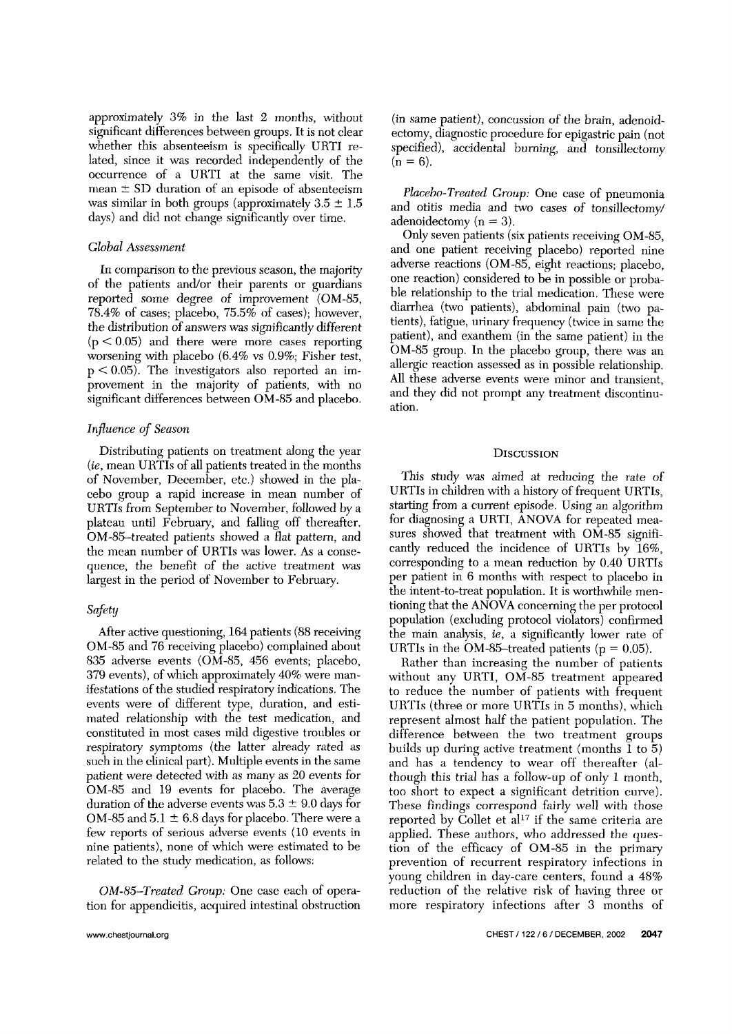approximately 3% in the last 2 months, without significant differences between groups. It is not clear whether this absenteeism is specifically URTI related, since it was recorded independently of the occurrence of a URTI at the same visit. The mean ± SD duration of an episode of absenteeism was similar in both groups (approximately 3.5 ± 1.5 days) and did not change significantly over time.

### *Global Assessment*

In comparison to the previous season, the majority of the patients and/or their parents or guardians reported some degree of improvement (OM-85, 78.4% of cases; placebo, 75.5% of cases); however, the distribution of answers was significantly different ($p < 0.05$) and there were more cases reporting worsening with placebo (6.4% vs 0.9%; Fisher test, $p < 0.05$). The investigators also reported an improvement in the majority of patients, with no significant differences between OM-85 and placebo.

### *Influence of Season*

Distributing patients on treatment along the year (*ie*, mean URTIs of all patients treated in the months of November, December, etc.) showed in the placebo group a rapid increase in mean number of URTIs from September to November, followed by a plateau until February, and falling off thereafter. OM-85–treated patients showed a flat pattern, and the mean number of URTIs was lower. As a consequence, the benefit of the active treatment was largest in the period of November to February.

### *Safety*

After active questioning, 164 patients (88 receiving OM-85 and 76 receiving placebo) complained about 835 adverse events (OM-85, 456 events; placebo, 379 events), of which approximately 40% were manifestations of the studied respiratory indications. The events were of different type, duration, and estimated relationship with the test medication, and constituted in most cases mild digestive troubles or respiratory symptoms (the latter already rated as such in the clinical part). Multiple events in the same patient were detected with as many as 20 events for OM-85 and 19 events for placebo. The average duration of the adverse events was 5.3 ± 9.0 days for OM-85 and 5.1 ± 6.8 days for placebo. There were a few reports of serious adverse events (10 events in nine patients), none of which were estimated to be related to the study medication, as follows:

*OM-85–Treated Group:* One case each of operation for appendicitis, acquired intestinal obstruction (in same patient), concussion of the brain, adenoidectomy, diagnostic procedure for epigastric pain (not specified), accidental burning, and tonsillectomy ($n = 6$).

*Placebo-Treated Group:* One case of pneumonia and otitis media and two cases of tonsillectomy/adenoidectomy ($n = 3$).

Only seven patients (six patients receiving OM-85, and one patient receiving placebo) reported nine adverse reactions (OM-85, eight reactions; placebo, one reaction) considered to be in possible or probable relationship to the trial medication. These were diarrhea (two patients), abdominal pain (two patients), fatigue, urinary frequency (twice in same the patient), and exanthem (in the same patient) in the OM-85 group. In the placebo group, there was an allergic reaction assessed as in possible relationship. All these adverse events were minor and transient, and they did not prompt any treatment discontinuation.

## Discussion

This study was aimed at reducing the rate of URTIs in children with a history of frequent URTIs, starting from a current episode. Using an algorithm for diagnosing a URTI, ANOVA for repeated measures showed that treatment with OM-85 significantly reduced the incidence of URTIs by 16%, corresponding to a mean reduction by 0.40 URTIs per patient in 6 months with respect to placebo in the intent-to-treat population. It is worthwhile mentioning that the ANOVA concerning the per protocol population (excluding protocol violators) confirmed the main analysis, *ie*, a significantly lower rate of URTIs in the OM-85–treated patients ($p = 0.05$).

Rather than increasing the number of patients without any URTI, OM-85 treatment appeared to reduce the number of patients with frequent URTIs (three or more URTIs in 5 months), which represent almost half the patient population. The difference between the two treatment groups builds up during active treatment (months 1 to 5) and has a tendency to wear off thereafter (although this trial has a follow-up of only 1 month, too short to expect a significant detrition curve). These findings correspond fairly well with those reported by Collet et al[17] if the same criteria are applied. These authors, who addressed the question of the efficacy of OM-85 in the primary prevention of recurrent respiratory infections in young children in day-care centers, found a 48% reduction of the relative risk of having three or more respiratory infections after 3 months of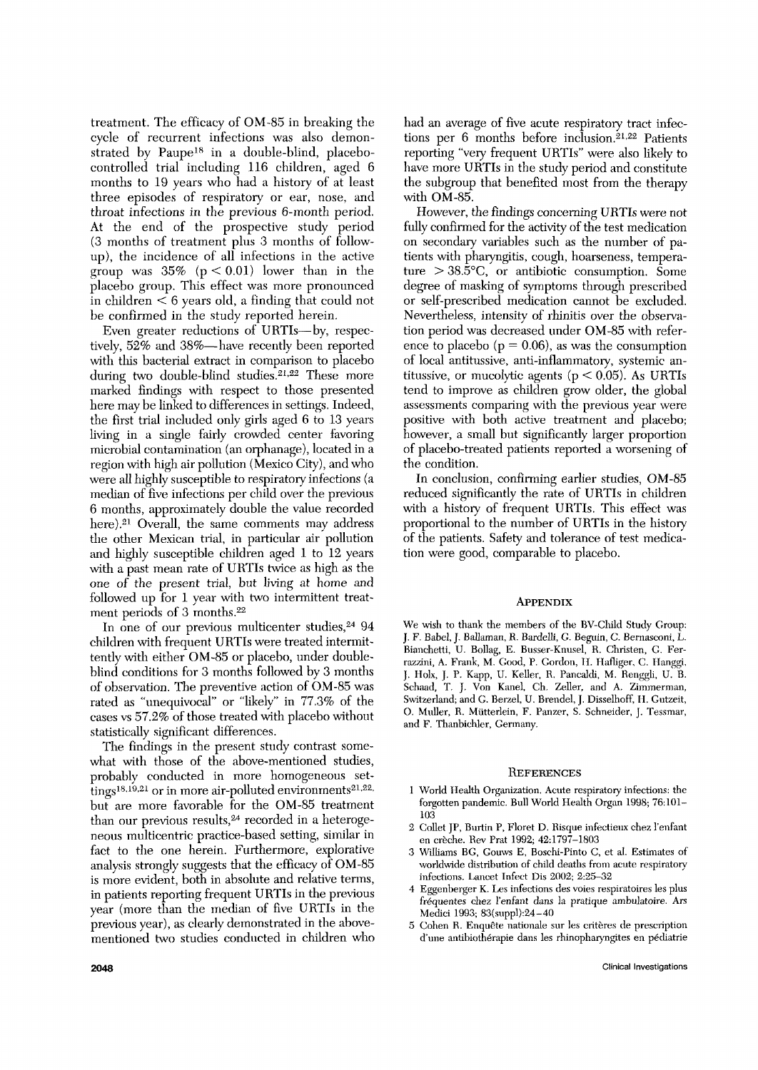treatment. The efficacy of OM-85 in breaking the cycle of recurrent infections was also demonstrated by Paupe[18] in a double-blind, placebo-controlled trial including 116 children, aged 6 months to 19 years who had a history of at least three episodes of respiratory or ear, nose, and throat infections in the previous 6-month period. At the end of the prospective study period (3 months of treatment plus 3 months of follow-up), the incidence of all infections in the active group was 35% ($p < 0.01$) lower than in the placebo group. This effect was more pronounced in children < 6 years old, a finding that could not be confirmed in the study reported herein.

Even greater reductions of URTIs—by, respectively, 52% and 38%—have recently been reported with this bacterial extract in comparison to placebo during two double-blind studies.[21,22] These more marked findings with respect to those presented here may be linked to differences in settings. Indeed, the first trial included only girls aged 6 to 13 years living in a single fairly crowded center favoring microbial contamination (an orphanage), located in a region with high air pollution (Mexico City), and who were all highly susceptible to respiratory infections (a median of five infections per child over the previous 6 months, approximately double the value recorded here).[21] Overall, the same comments may address the other Mexican trial, in particular air pollution and highly susceptible children aged 1 to 12 years with a past mean rate of URTIs twice as high as the one of the present trial, but living at home and followed up for 1 year with two intermittent treatment periods of 3 months.[22]

In one of our previous multicenter studies,[24] 94 children with frequent URTIs were treated intermittently with either OM-85 or placebo, under double-blind conditions for 3 months followed by 3 months of observation. The preventive action of OM-85 was rated as "unequivocal" or "likely" in 77.3% of the cases vs 57.2% of those treated with placebo without statistically significant differences.

The findings in the present study contrast somewhat with those of the above-mentioned studies, probably conducted in more homogeneous settings[18,19,21] or in more air-polluted environments[21,22], but are more favorable for the OM-85 treatment than our previous results,[24] recorded in a heterogeneous multicentric practice-based setting, similar in fact to the one herein. Furthermore, explorative analysis strongly suggests that the efficacy of OM-85 is more evident, both in absolute and relative terms, in patients reporting frequent URTIs in the previous year (more than the median of five URTIs in the previous year), as clearly demonstrated in the above-mentioned two studies conducted in children who had an average of five acute respiratory tract infections per 6 months before inclusion.[21,22] Patients reporting "very frequent URTIs" were also likely to have more URTIs in the study period and constitute the subgroup that benefited most from the therapy with OM-85.

However, the findings concerning URTIs were not fully confirmed for the activity of the test medication on secondary variables such as the number of patients with pharyngitis, cough, hoarseness, temperature > 38.5°C, or antibiotic consumption. Some degree of masking of symptoms through prescribed or self-prescribed medication cannot be excluded. Nevertheless, intensity of rhinitis over the observation period was decreased under OM-85 with reference to placebo ($p = 0.06$), as was the consumption of local antitussive, anti-inflammatory, systemic antitussive, or mucolytic agents ($p < 0.05$). As URTIs tend to improve as children grow older, the global assessments comparing with the previous year were positive with both active treatment and placebo; however, a small but significantly larger proportion of placebo-treated patients reported a worsening of the condition.

In conclusion, confirming earlier studies, OM-85 reduced significantly the rate of URTIs in children with a history of frequent URTIs. This effect was proportional to the number of URTIs in the history of the patients. Safety and tolerance of test medication were good, comparable to placebo.

## Appendix

We wish to thank the members of the BV-Child Study Group: J. F. Babel, J. Ballaman, R. Bardelli, G. Beguin, C. Bernasconi, L. Bianchetti, U. Bollag, E. Busser-Knusel, R. Christen, G. Ferrazzini, A. Frank, M. Good, P. Gordon, H. Hafliger, C. Hanggi, J. Holx, J. P. Kapp, U. Keller, R. Pancaldi, M. Renggli, U. B. Schaad, T. J. Von Kanel, Ch. Zeller, and A. Zimmerman, Switzerland; and G. Berzel, U. Brendel, J. Disselhoff, H. Gutzeit, O. Muller, R. Mütterlein, F. Panzer, S. Schneider, J. Tessmar, and F. Thanbichler, Germany.

## References

1 World Health Organization. Acute respiratory infections: the forgotten pandemic. Bull World Health Organ 1998; 76:101–103

2 Collet JP, Burtin P, Floret D. Risque infectieux chez l'enfant en crèche. Rev Prat 1992; 42:1797–1803

3 Williams BG, Gouws E, Boschi-Pinto C, et al. Estimates of worldwide distribution of child deaths from acute respiratory infections. Lancet Infect Dis 2002; 2:25–32

4 Eggenberger K. Les infections des voies respiratoires les plus fréquentes chez l'enfant dans la pratique ambulatoire. Ars Medici 1993; 83(suppl):24–40

5 Cohen R. Enquête nationale sur les critères de prescription d'une antibiothérapie dans les rhinopharyngites en pédiatrie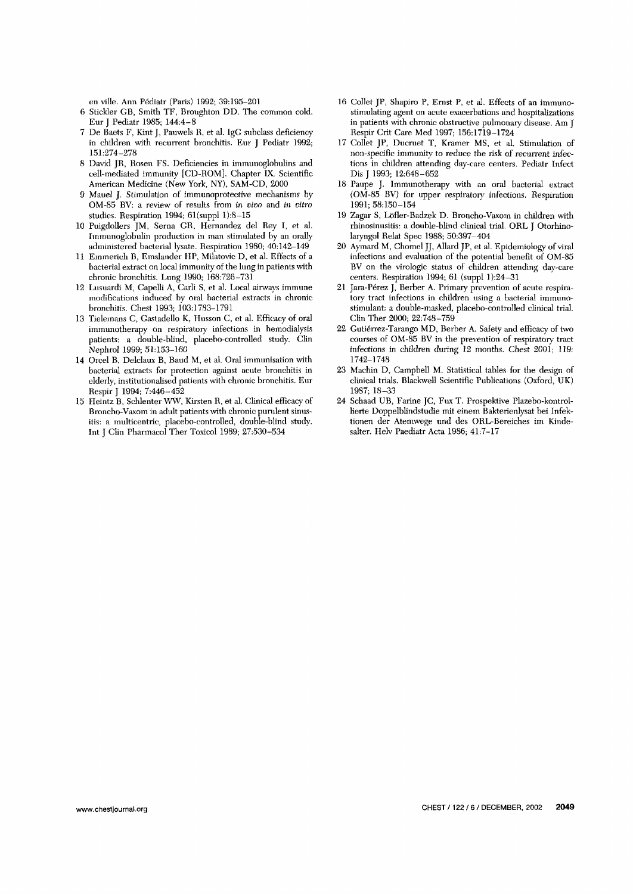en ville. Ann Pédiatr (Paris) 1992; 39:195–201

6 Stickler GB, Smith TF, Broughton DD. The common cold. Eur J Pediatr 1985; 144:4–8

7 De Baets F, Kint J, Pauwels R, et al. IgG subclass deficiency in children with recurrent bronchitis. Eur J Pediatr 1992; 151:274–278

8 David JR, Rosen FS. Deficiencies in immunoglobulins and cell-mediated immunity [CD-ROM]. Chapter IX. Scientific American Medicine (New York, NY), SAM-CD, 2000

9 Mauel J. Stimulation of immunoprotective mechanisms by OM-85 BV: a review of results from *in vivo* and *in vitro* studies. Respiration 1994; 61(suppl 1):8–15

10 Puigdollers JM, Serna GR, Hernandez del Rey I, et al. Immunoglobulin production in man stimulated by an orally administered bacterial lysate. Respiration 1980; 40:142–149

11 Emmerich B, Emslander HP, Milatovic D, et al. Effects of a bacterial extract on local immunity of the lung in patients with chronic bronchitis. Lung 1990; 168:726–731

12 Lusuardi M, Capelli A, Carli S, et al. Local airways immune modifications induced by oral bacterial extracts in chronic bronchitis. Chest 1993; 103:1783–1791

13 Tielemans C, Gastadello K, Husson C, et al. Efficacy of oral immunotherapy on respiratory infections in hemodialysis patients: a double-blind, placebo-controlled study. Clin Nephrol 1999; 51:153–160

14 Orcel B, Delclaux B, Baud M, et al. Oral immunisation with bacterial extracts for protection against acute bronchitis in elderly, institutionalised patients with chronic bronchitis. Eur Respir J 1994; 7:446–452

15 Heintz B, Schlenter WW, Kirsten R, et al. Clinical efficacy of Broncho-Vaxom in adult patients with chronic purulent sinusitis: a multicentric, placebo-controlled, double-blind study. Int J Clin Pharmacol Ther Toxicol 1989; 27:530–534

16 Collet JP, Shapiro P, Ernst P, et al. Effects of an immunostimulating agent on acute exacerbations and hospitalizations in patients with chronic obstructive pulmonary disease. Am J Respir Crit Care Med 1997; 156:1719–1724

17 Collet JP, Ducruet T, Kramer MS, et al. Stimulation of non-specific immunity to reduce the risk of recurrent infections in children attending day-care centers. Pediatr Infect Dis J 1993; 12:648–652

18 Paupe J. Immunotherapy with an oral bacterial extract (OM-85 BV) for upper respiratory infections. Respiration 1991; 58:150–154

19 Zagar S, Löfler-Badzek D. Broncho-Vaxom in children with rhinosinusitis: a double-blind clinical trial. ORL J Otorhinolaryngol Relat Spec 1988; 50:397–404

20 Aymard M, Chomel JJ, Allard JP, et al. Epidemiology of viral infections and evaluation of the potential benefit of OM-85 BV on the virologic status of children attending day-care centers. Respiration 1994; 61 (suppl 1):24–31

21 Jara-Pérez J, Berber A. Primary prevention of acute respiratory tract infections in children using a bacterial immunostimulant: a double-masked, placebo-controlled clinical trial. Clin Ther 2000; 22:748–759

22 Gutiérrez-Tarango MD, Berber A. Safety and efficacy of two courses of OM-85 BV in the prevention of respiratory tract infections in children during 12 months. Chest 2001; 119:1742–1748

23 Machin D, Campbell M. Statistical tables for the design of clinical trials. Blackwell Scientific Publications (Oxford, UK) 1987; 18–33

24 Schaad UB, Farine JC, Fux T. Prospektive Plazebo-kontrollierte Doppelblindstudie mit einem Bakterienlysat bei Infektionen der Atemwege und des ORL-Bereiches im Kindesalter. Helv Paediatr Acta 1986; 41:7–17